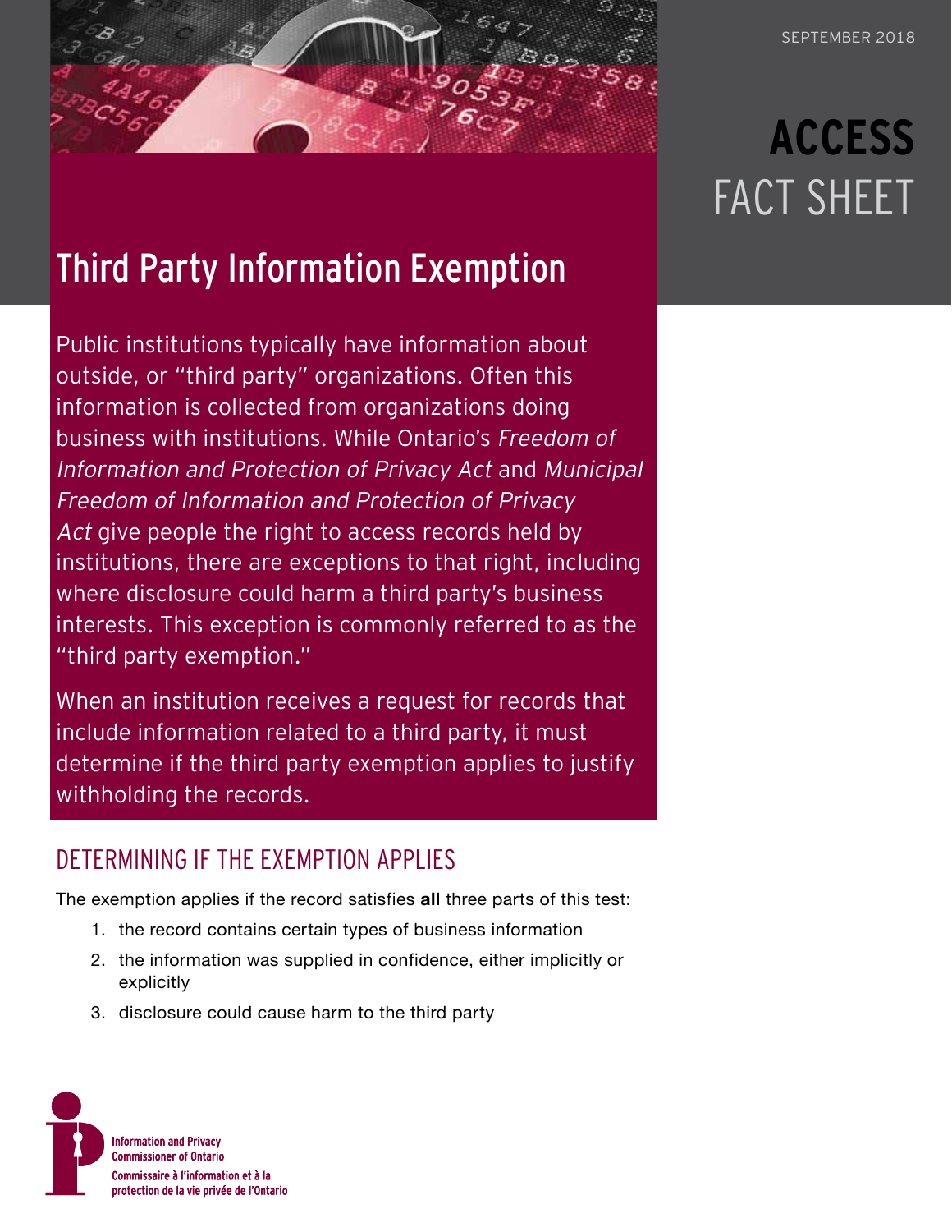SEPTEMBER 2018

**ACCESS**
FACT SHEET

# Third Party Information Exemption

Public institutions typically have information about outside, or "third party" organizations. Often this information is collected from organizations doing business with institutions. While Ontario's *Freedom of Information and Protection of Privacy Act* and *Municipal Freedom of Information and Protection of Privacy Act* give people the right to access records held by institutions, there are exceptions to that right, including where disclosure could harm a third party's business interests. This exception is commonly referred to as the "third party exemption."

When an institution receives a request for records that include information related to a third party, it must determine if the third party exemption applies to justify withholding the records.

## DETERMINING IF THE EXEMPTION APPLIES

The exemption applies if the record satisfies **all** three parts of this test:

1. the record contains certain types of business information
2. the information was supplied in confidence, either implicitly or explicitly
3. disclosure could cause harm to the third party

Information and Privacy Commissioner of Ontario
Commissaire à l'information et à la protection de la vie privée de l'Ontario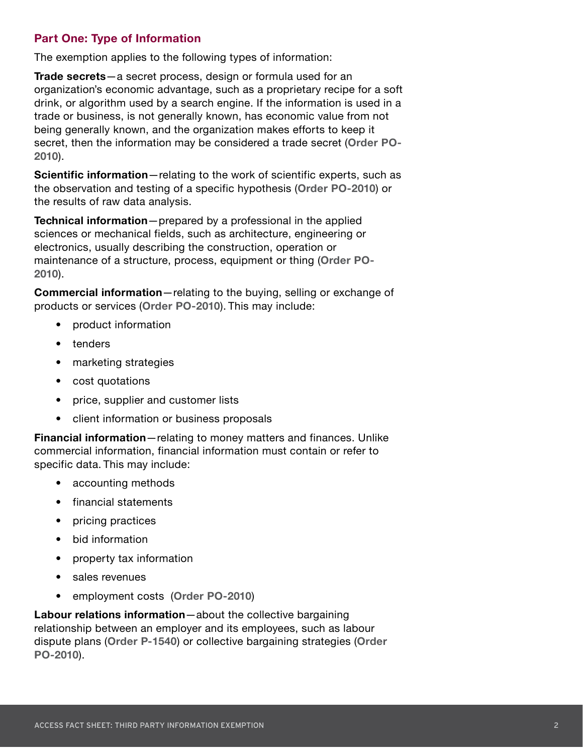## Part One: Type of Information

The exemption applies to the following types of information:

**Trade secrets**—a secret process, design or formula used for an organization's economic advantage, such as a proprietary recipe for a soft drink, or algorithm used by a search engine. If the information is used in a trade or business, is not generally known, has economic value from not being generally known, and the organization makes efforts to keep it secret, then the information may be considered a trade secret (**Order PO-2010**).

**Scientific information**—relating to the work of scientific experts, such as the observation and testing of a specific hypothesis (**Order PO-2010**) or the results of raw data analysis.

**Technical information**—prepared by a professional in the applied sciences or mechanical fields, such as architecture, engineering or electronics, usually describing the construction, operation or maintenance of a structure, process, equipment or thing (**Order PO-2010**).

**Commercial information**—relating to the buying, selling or exchange of products or services (**Order PO-2010**). This may include:

- product information
- tenders
- marketing strategies
- cost quotations
- price, supplier and customer lists
- client information or business proposals

**Financial information**—relating to money matters and finances. Unlike commercial information, financial information must contain or refer to specific data. This may include:

- accounting methods
- financial statements
- pricing practices
- bid information
- property tax information
- sales revenues
- employment costs (**Order PO-2010**)

**Labour relations information**—about the collective bargaining relationship between an employer and its employees, such as labour dispute plans (**Order P-1540**) or collective bargaining strategies (**Order PO-2010**).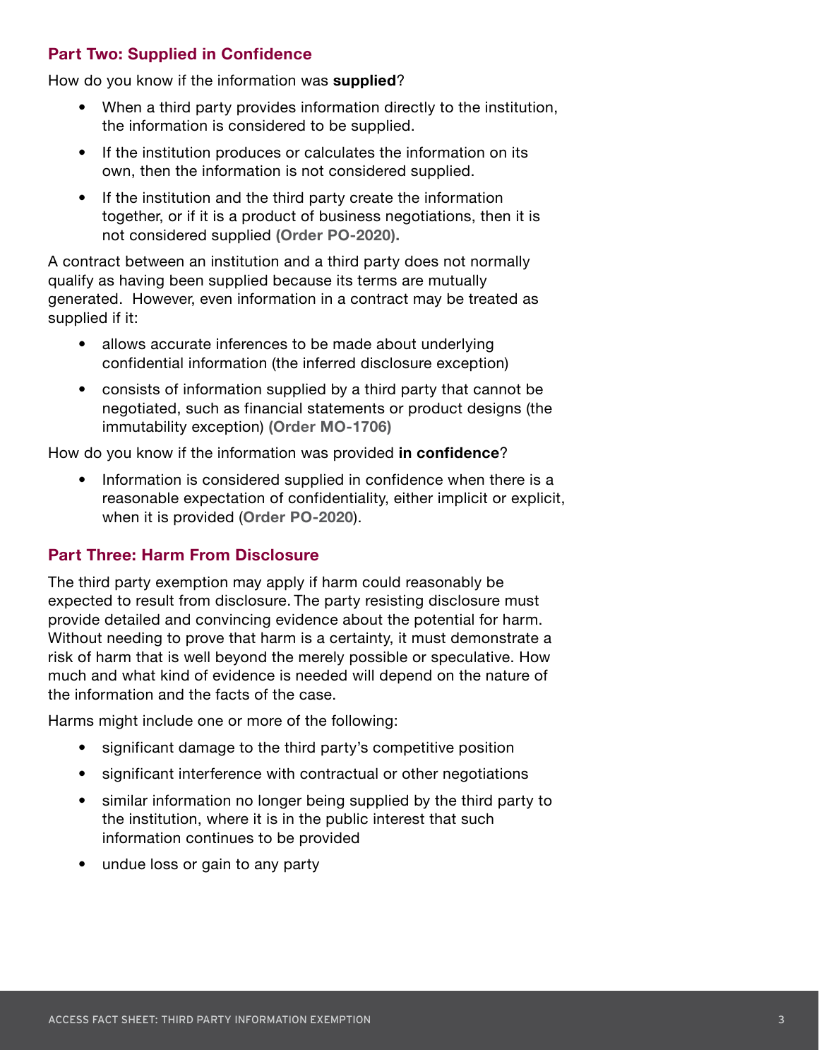### Part Two: Supplied in Confidence

How do you know if the information was **supplied**?

- When a third party provides information directly to the institution, the information is considered to be supplied.
- If the institution produces or calculates the information on its own, then the information is not considered supplied.
- If the institution and the third party create the information together, or if it is a product of business negotiations, then it is not considered supplied **(Order PO-2020).**

A contract between an institution and a third party does not normally qualify as having been supplied because its terms are mutually generated. However, even information in a contract may be treated as supplied if it:

- allows accurate inferences to be made about underlying confidential information (the inferred disclosure exception)
- consists of information supplied by a third party that cannot be negotiated, such as financial statements or product designs (the immutability exception) **(Order MO-1706)**

How do you know if the information was provided **in confidence**?

- Information is considered supplied in confidence when there is a reasonable expectation of confidentiality, either implicit or explicit, when it is provided (**Order PO-2020**).

### Part Three: Harm From Disclosure

The third party exemption may apply if harm could reasonably be expected to result from disclosure. The party resisting disclosure must provide detailed and convincing evidence about the potential for harm. Without needing to prove that harm is a certainty, it must demonstrate a risk of harm that is well beyond the merely possible or speculative. How much and what kind of evidence is needed will depend on the nature of the information and the facts of the case.

Harms might include one or more of the following:

- significant damage to the third party's competitive position
- significant interference with contractual or other negotiations
- similar information no longer being supplied by the third party to the institution, where it is in the public interest that such information continues to be provided
- undue loss or gain to any party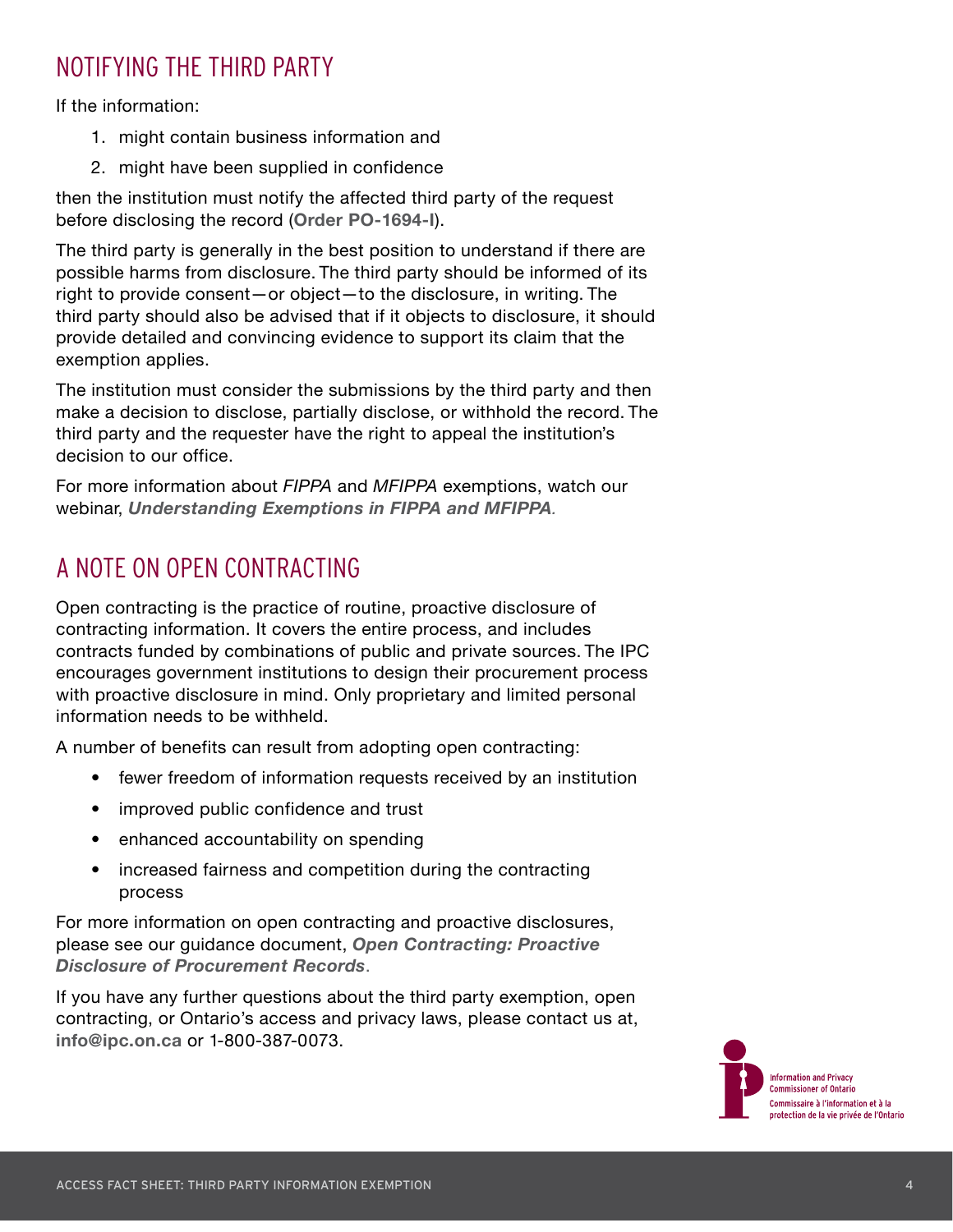## NOTIFYING THE THIRD PARTY

If the information:

1. might contain business information and
2. might have been supplied in confidence

then the institution must notify the affected third party of the request before disclosing the record (**Order PO-1694-I**).

The third party is generally in the best position to understand if there are possible harms from disclosure. The third party should be informed of its right to provide consent—or object—to the disclosure, in writing. The third party should also be advised that if it objects to disclosure, it should provide detailed and convincing evidence to support its claim that the exemption applies.

The institution must consider the submissions by the third party and then make a decision to disclose, partially disclose, or withhold the record. The third party and the requester have the right to appeal the institution's decision to our office.

For more information about *FIPPA* and *MFIPPA* exemptions, watch our webinar, ***Understanding Exemptions in FIPPA and MFIPPA***.

## A NOTE ON OPEN CONTRACTING

Open contracting is the practice of routine, proactive disclosure of contracting information. It covers the entire process, and includes contracts funded by combinations of public and private sources. The IPC encourages government institutions to design their procurement process with proactive disclosure in mind. Only proprietary and limited personal information needs to be withheld.

A number of benefits can result from adopting open contracting:

- fewer freedom of information requests received by an institution
- improved public confidence and trust
- enhanced accountability on spending
- increased fairness and competition during the contracting process

For more information on open contracting and proactive disclosures, please see our guidance document, ***Open Contracting: Proactive Disclosure of Procurement Records***.

If you have any further questions about the third party exemption, open contracting, or Ontario's access and privacy laws, please contact us at, **info@ipc.on.ca** or 1-800-387-0073.

Information and Privacy Commissioner of Ontario
Commissaire à l'information et à la protection de la vie privée de l'Ontario